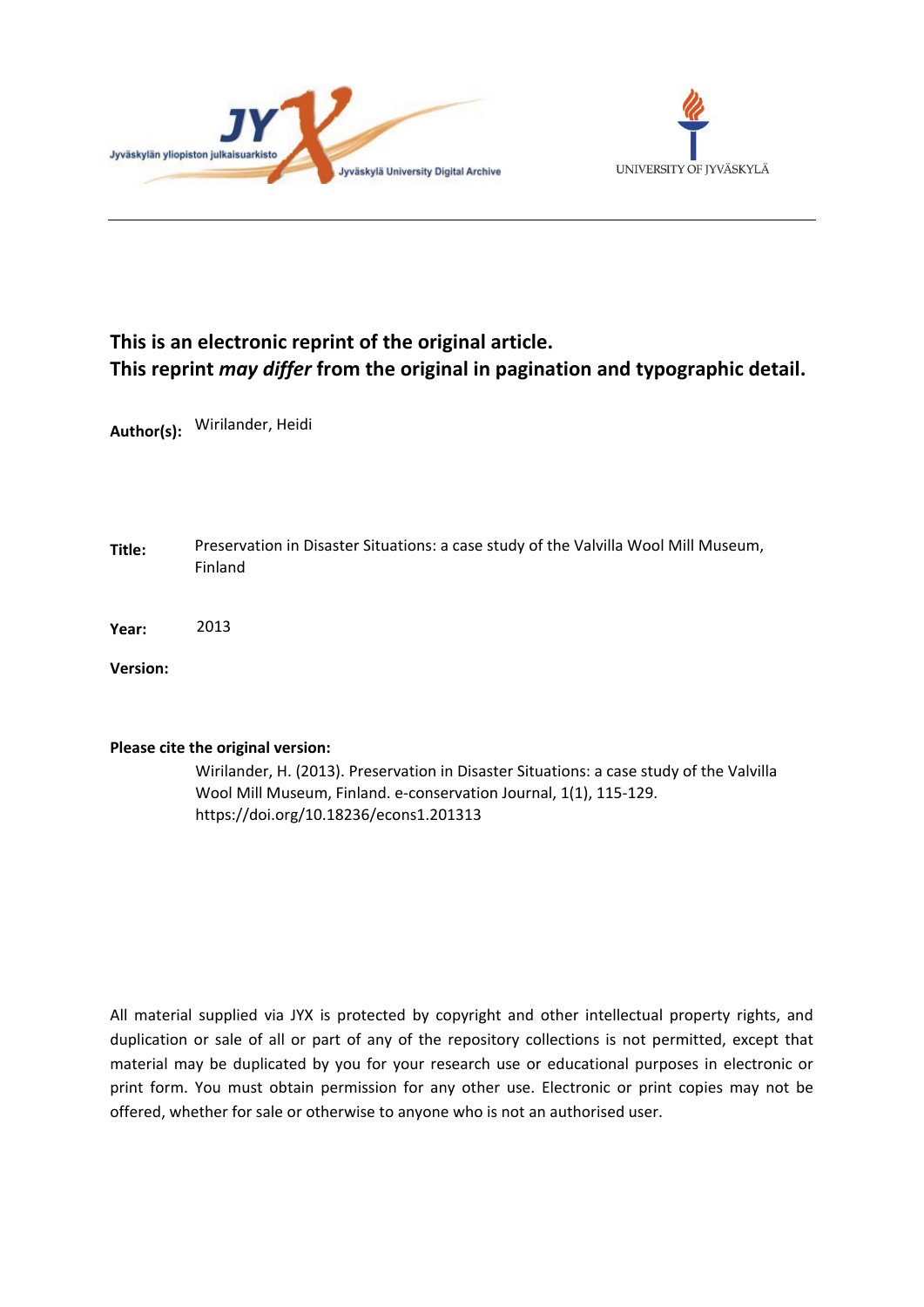**This is an electronic reprint of the original article.**
**This reprint *may differ* from the original in pagination and typographic detail.**

**Author(s):** Wirilander, Heidi

**Title:** Preservation in Disaster Situations: a case study of the Valvilla Wool Mill Museum, Finland

**Year:** 2013

**Version:**

**Please cite the original version:**

Wirilander, H. (2013). Preservation in Disaster Situations: a case study of the Valvilla Wool Mill Museum, Finland. e-conservation Journal, 1(1), 115-129. https://doi.org/10.18236/econs1.201313

All material supplied via JYX is protected by copyright and other intellectual property rights, and duplication or sale of all or part of any of the repository collections is not permitted, except that material may be duplicated by you for your research use or educational purposes in electronic or print form. You must obtain permission for any other use. Electronic or print copies may not be offered, whether for sale or otherwise to anyone who is not an authorised user.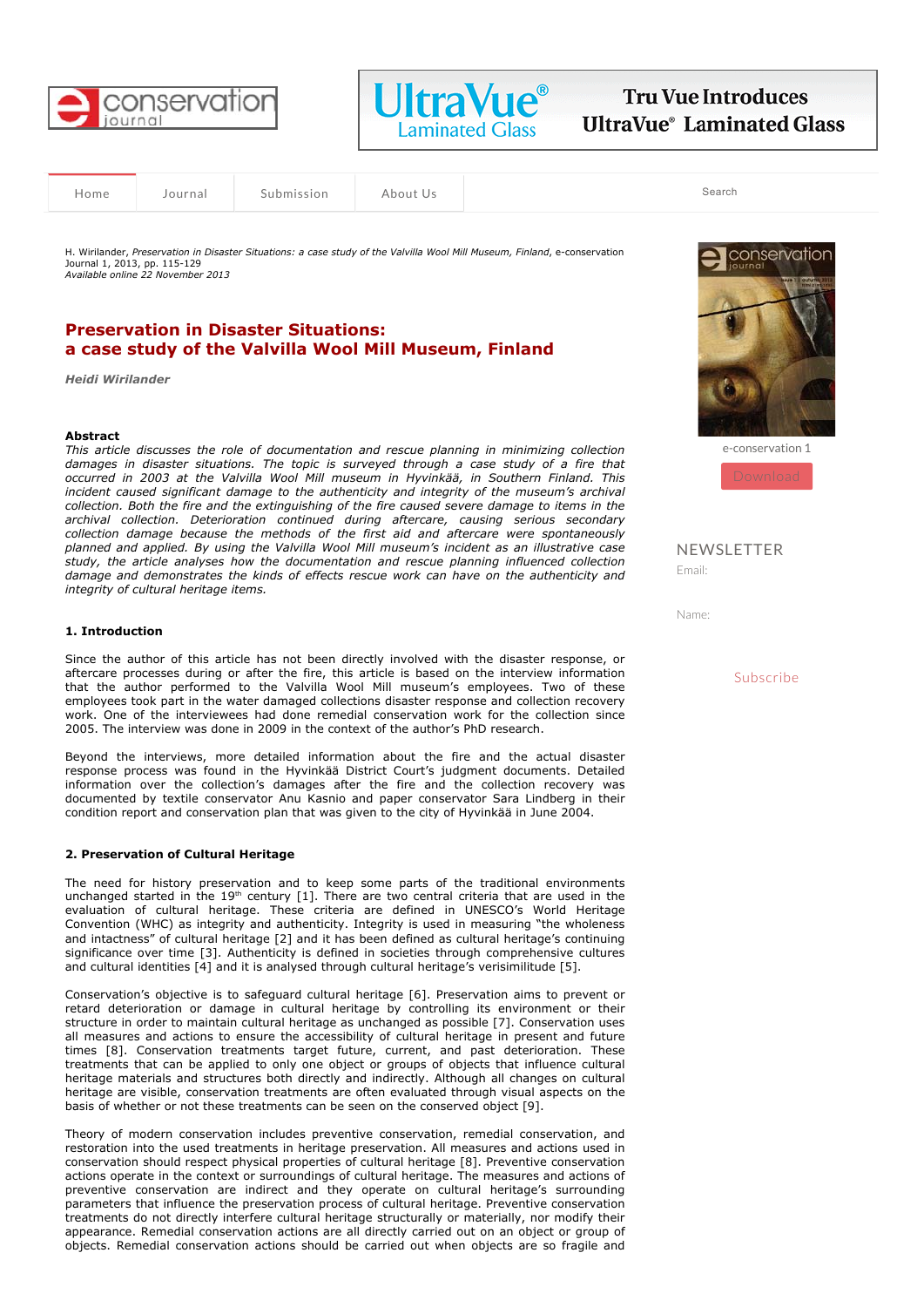H. Wirilander, *Preservation in Disaster Situations: a case study of the Valvilla Wool Mill Museum, Finland*, e-conservation Journal 1, 2013, pp. 115-129
*Available online 22 November 2013*

# Preservation in Disaster Situations: a case study of the Valvilla Wool Mill Museum, Finland

***Heidi Wirilander***

**Abstract**

*This article discusses the role of documentation and rescue planning in minimizing collection damages in disaster situations. The topic is surveyed through a case study of a fire that occurred in 2003 at the Valvilla Wool Mill museum in Hyvinkää, in Southern Finland. This incident caused significant damage to the authenticity and integrity of the museum's archival collection. Both the fire and the extinguishing of the fire caused severe damage to items in the archival collection. Deterioration continued during aftercare, causing serious secondary collection damage because the methods of the first aid and aftercare were spontaneously planned and applied. By using the Valvilla Wool Mill museum's incident as an illustrative case study, the article analyses how the documentation and rescue planning influenced collection damage and demonstrates the kinds of effects rescue work can have on the authenticity and integrity of cultural heritage items.*

## 1. Introduction

Since the author of this article has not been directly involved with the disaster response, or aftercare processes during or after the fire, this article is based on the interview information that the author performed to the Valvilla Wool Mill museum's employees. Two of these employees took part in the water damaged collections disaster response and collection recovery work. One of the interviewees had done remedial conservation work for the collection since 2005. The interview was done in 2009 in the context of the author's PhD research.

Beyond the interviews, more detailed information about the fire and the actual disaster response process was found in the Hyvinkää District Court's judgment documents. Detailed information over the collection's damages after the fire and the collection recovery was documented by textile conservator Anu Kasnio and paper conservator Sara Lindberg in their condition report and conservation plan that was given to the city of Hyvinkää in June 2004.

## 2. Preservation of Cultural Heritage

The need for history preservation and to keep some parts of the traditional environments unchanged started in the 19th century [1]. There are two central criteria that are used in the evaluation of cultural heritage. These criteria are defined in UNESCO's World Heritage Convention (WHC) as integrity and authenticity. Integrity is used in measuring "the wholeness and intactness" of cultural heritage [2] and it has been defined as cultural heritage's continuing significance over time [3]. Authenticity is defined in societies through comprehensive cultures and cultural identities [4] and it is analysed through cultural heritage's verisimilitude [5].

Conservation's objective is to safeguard cultural heritage [6]. Preservation aims to prevent or retard deterioration or damage in cultural heritage by controlling its environment or their structure in order to maintain cultural heritage as unchanged as possible [7]. Conservation uses all measures and actions to ensure the accessibility of cultural heritage in present and future times [8]. Conservation treatments target future, current, and past deterioration. These treatments that can be applied to only one object or groups of objects that influence cultural heritage materials and structures both directly and indirectly. Although all changes on cultural heritage are visible, conservation treatments are often evaluated through visual aspects on the basis of whether or not these treatments can be seen on the conserved object [9].

Theory of modern conservation includes preventive conservation, remedial conservation, and restoration into the used treatments in heritage preservation. All measures and actions used in conservation should respect physical properties of cultural heritage [8]. Preventive conservation actions operate in the context or surroundings of cultural heritage. The measures and actions of preventive conservation are indirect and they operate on cultural heritage's surrounding parameters that influence the preservation process of cultural heritage. Preventive conservation treatments do not directly interfere cultural heritage structurally or materially, nor modify their appearance. Remedial conservation actions are all directly carried out on an object or group of objects. Remedial conservation actions should be carried out when objects are so fragile and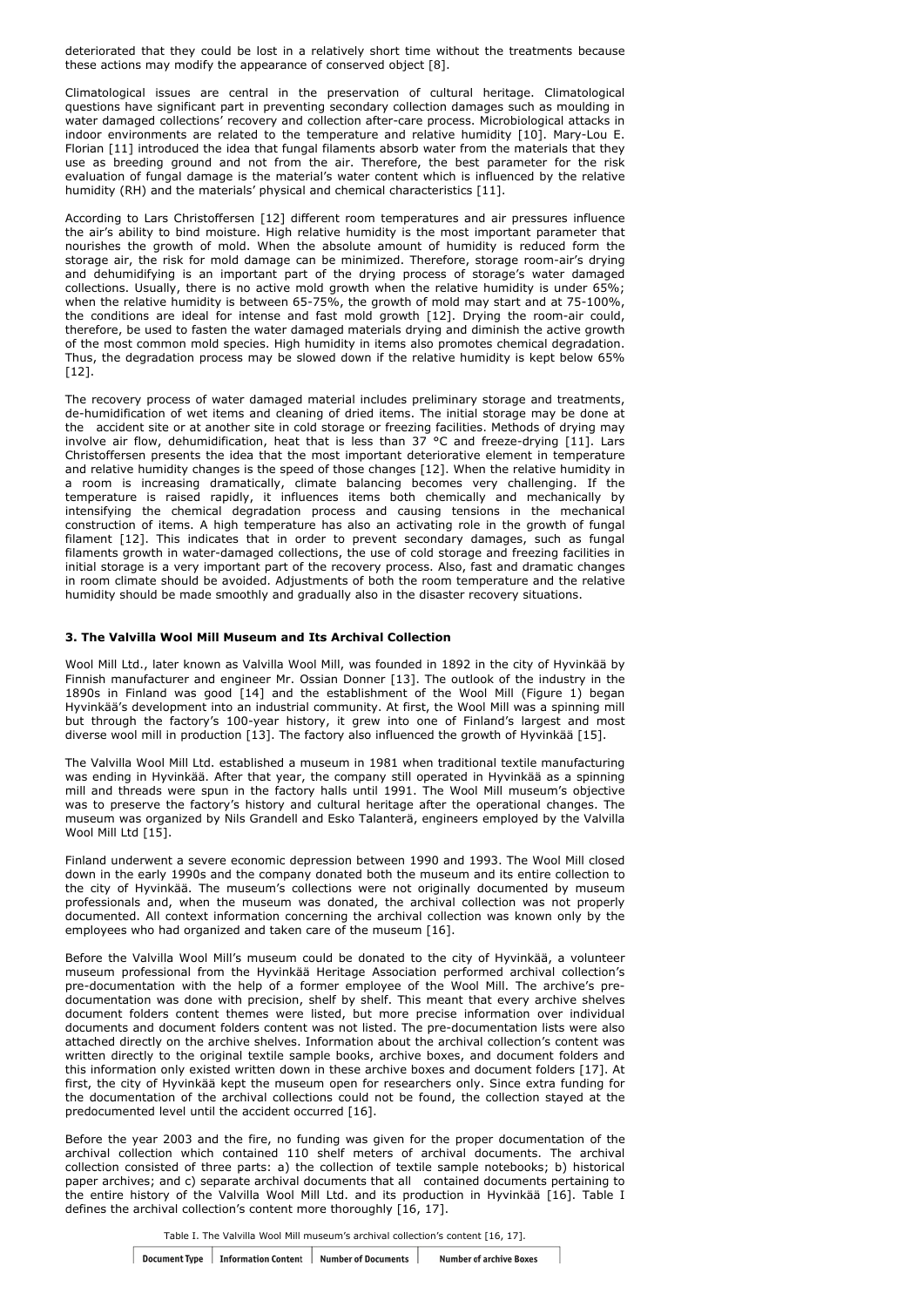deteriorated that they could be lost in a relatively short time without the treatments because these actions may modify the appearance of conserved object [8].

Climatological issues are central in the preservation of cultural heritage. Climatological questions have significant part in preventing secondary collection damages such as moulding in water damaged collections' recovery and collection after-care process. Microbiological attacks in indoor environments are related to the temperature and relative humidity [10]. Mary-Lou E. Florian [11] introduced the idea that fungal filaments absorb water from the materials that they use as breeding ground and not from the air. Therefore, the best parameter for the risk evaluation of fungal damage is the material's water content which is influenced by the relative humidity (RH) and the materials' physical and chemical characteristics [11].

According to Lars Christoffersen [12] different room temperatures and air pressures influence the air's ability to bind moisture. High relative humidity is the most important parameter that nourishes the growth of mold. When the absolute amount of humidity is reduced form the storage air, the risk for mold damage can be minimized. Therefore, storage room-air's drying and dehumidifying is an important part of the drying process of storage's water damaged collections. Usually, there is no active mold growth when the relative humidity is under 65%; when the relative humidity is between 65-75%, the growth of mold may start and at 75-100%, the conditions are ideal for intense and fast mold growth [12]. Drying the room-air could, therefore, be used to fasten the water damaged materials drying and diminish the active growth of the most common mold species. High humidity in items also promotes chemical degradation. Thus, the degradation process may be slowed down if the relative humidity is kept below 65% [12].

The recovery process of water damaged material includes preliminary storage and treatments, de-humidification of wet items and cleaning of dried items. The initial storage may be done at the accident site or at another site in cold storage or freezing facilities. Methods of drying may involve air flow, dehumidification, heat that is less than 37 °C and freeze-drying [11]. Lars Christoffersen presents the idea that the most important deteriorative element in temperature and relative humidity changes is the speed of those changes [12]. When the relative humidity in a room is increasing dramatically, climate balancing becomes very challenging. If the temperature is raised rapidly, it influences items both chemically and mechanically by intensifying the chemical degradation process and causing tensions in the mechanical construction of items. A high temperature has also an activating role in the growth of fungal filament [12]. This indicates that in order to prevent secondary damages, such as fungal filaments growth in water-damaged collections, the use of cold storage and freezing facilities in initial storage is a very important part of the recovery process. Also, fast and dramatic changes in room climate should be avoided. Adjustments of both the room temperature and the relative humidity should be made smoothly and gradually also in the disaster recovery situations.

### 3. The Valvilla Wool Mill Museum and Its Archival Collection

Wool Mill Ltd., later known as Valvilla Wool Mill, was founded in 1892 in the city of Hyvinkää by Finnish manufacturer and engineer Mr. Ossian Donner [13]. The outlook of the industry in the 1890s in Finland was good [14] and the establishment of the Wool Mill (Figure 1) began Hyvinkää's development into an industrial community. At first, the Wool Mill was a spinning mill but through the factory's 100-year history, it grew into one of Finland's largest and most diverse wool mill in production [13]. The factory also influenced the growth of Hyvinkää [15].

The Valvilla Wool Mill Ltd. established a museum in 1981 when traditional textile manufacturing was ending in Hyvinkää. After that year, the company still operated in Hyvinkää as a spinning mill and threads were spun in the factory halls until 1991. The Wool Mill museum's objective was to preserve the factory's history and cultural heritage after the operational changes. The museum was organized by Nils Grandell and Esko Talanterä, engineers employed by the Valvilla Wool Mill Ltd [15].

Finland underwent a severe economic depression between 1990 and 1993. The Wool Mill closed down in the early 1990s and the company donated both the museum and its entire collection to the city of Hyvinkää. The museum's collections were not originally documented by museum professionals and, when the museum was donated, the archival collection was not properly documented. All context information concerning the archival collection was known only by the employees who had organized and taken care of the museum [16].

Before the Valvilla Wool Mill's museum could be donated to the city of Hyvinkää, a volunteer museum professional from the Hyvinkää Heritage Association performed archival collection's pre-documentation with the help of a former employee of the Wool Mill. The archive's pre-documentation was done with precision, shelf by shelf. This meant that every archive shelves document folders content themes were listed, but more precise information over individual documents and document folders content was not listed. The pre-documentation lists were also attached directly on the archive shelves. Information about the archival collection's content was written directly to the original textile sample books, archive boxes, and document folders and this information only existed written down in these archive boxes and document folders [17]. At first, the city of Hyvinkää kept the museum open for researchers only. Since extra funding for the documentation of the archival collections could not be found, the collection stayed at the predocumented level until the accident occurred [16].

Before the year 2003 and the fire, no funding was given for the proper documentation of the archival collection which contained 110 shelf meters of archival documents. The archival collection consisted of three parts: a) the collection of textile sample notebooks; b) historical paper archives; and c) separate archival documents that all contained documents pertaining to the entire history of the Valvilla Wool Mill Ltd. and its production in Hyvinkää [16]. Table I defines the archival collection's content more thoroughly [16, 17].

Table I. The Valvilla Wool Mill museum's archival collection's content [16, 17].

| Document Type | Information Content | Number of Documents | Number of archive Boxes |
|---|---|---|---|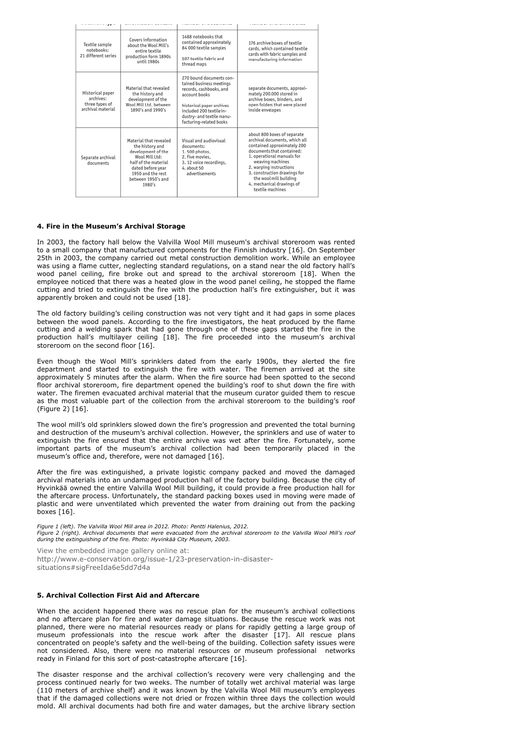| Document type | Information content | Number of documents | Number of archive boxes |
|---|---|---|---|
| Textile sample notebooks: 21 different series | Covers information about the Wool Mill's entire textile production form 1890s until 1980s | 1488 notebooks that contained approximately 84 000 textile samples<br><br>507 textile fabric and thread maps | 176 archive boxes of textile cards, which contained textile cards with fabric samples and manufacturing information |
| Historical paper archives: three types of archival material | Material that revealed the history and development of the Wool Mill Ltd. between 1890's and 1990's | 270 bound documents contained business meetings records, cashbooks, and account books<br><br>historical paper archives included 200 textile industry- and textile manufacturing-related books | separate documents, approximately 200.000 stored in archive boxes, binders, and open folders that were placed inside envelopes |
| Separate archival documents | Material that revealed the history and development of the Wool Mill Ltd: half of the material dated before year 1950 and the rest between 1950's and 1980's | Visual and audiovisual documents:<br>1. 500 photos,<br>2. five movies,<br>3. 12 voice recordings,<br>4. about 50 advertisements | about 800 boxes of separate archival documents, which all contained approximately 200 documents that contained:<br>1. operational manuals for weaving machines<br>2. warping instructions<br>3. construction drawings for the wool mill building<br>4. mechanical drawings of textile machines |

#### 4. Fire in the Museum's Archival Storage

In 2003, the factory hall below the Valvilla Wool Mill museum's archival storeroom was rented to a small company that manufactured components for the Finnish industry [16]. On September 25th in 2003, the company carried out metal construction demolition work. While an employee was using a flame cutter, neglecting standard regulations, on a stand near the old factory hall's wood panel ceiling, fire broke out and spread to the archival storeroom [18]. When the employee noticed that there was a heated glow in the wood panel ceiling, he stopped the flame cutting and tried to extinguish the fire with the production hall's fire extinguisher, but it was apparently broken and could not be used [18].

The old factory building's ceiling construction was not very tight and it had gaps in some places between the wood panels. According to the fire investigators, the heat produced by the flame cutting and a welding spark that had gone through one of these gaps started the fire in the production hall's multilayer ceiling [18]. The fire proceeded into the museum's archival storeroom on the second floor [16].

Even though the Wool Mill's sprinklers dated from the early 1900s, they alerted the fire department and started to extinguish the fire with water. The firemen arrived at the site approximately 5 minutes after the alarm. When the fire source had been spotted to the second floor archival storeroom, fire department opened the building's roof to shut down the fire with water. The firemen evacuated archival material that the museum curator guided them to rescue as the most valuable part of the collection from the archival storeroom to the building's roof (Figure 2) [16].

The wool mill's old sprinklers slowed down the fire's progression and prevented the total burning and destruction of the museum's archival collection. However, the sprinklers and use of water to extinguish the fire ensured that the entire archive was wet after the fire. Fortunately, some important parts of the museum's archival collection had been temporarily placed in the museum's office and, therefore, were not damaged [16].

After the fire was extinguished, a private logistic company packed and moved the damaged archival materials into an undamaged production hall of the factory building. Because the city of Hyvinkää owned the entire Valvilla Wool Mill building, it could provide a free production hall for the aftercare process. Unfortunately, the standard packing boxes used in moving were made of plastic and were unventilated which prevented the water from draining out from the packing boxes [16].

*Figure 1 (left). The Valvilla Wool Mill area in 2012. Photo: Pentti Halenius, 2012.*
*Figure 2 (right). Archival documents that were evacuated from the archival storeroom to the Valvilla Wool Mill's roof during the extinguishing of the fire. Photo: Hyvinkää City Museum, 2003.*

View the embedded image gallery online at:
http://www.e-conservation.org/issue-1/23-preservation-in-disaster-situations#sigFreeIda6e5dd7d4a

#### 5. Archival Collection First Aid and Aftercare

When the accident happened there was no rescue plan for the museum's archival collections and no aftercare plan for fire and water damage situations. Because the rescue work was not planned, there were no material resources ready or plans for rapidly getting a large group of museum professionals into the rescue work after the disaster [17]. All rescue plans concentrated on people's safety and the well-being of the building. Collection safety issues were not considered. Also, there were no material resources or museum professional networks ready in Finland for this sort of post-catastrophe aftercare [16].

The disaster response and the archival collection's recovery were very challenging and the process continued nearly for two weeks. The number of totally wet archival material was large (110 meters of archive shelf) and it was known by the Valvilla Wool Mill museum's employees that if the damaged collections were not dried or frozen within three days the collection would mold. All archival documents had both fire and water damages, but the archive library section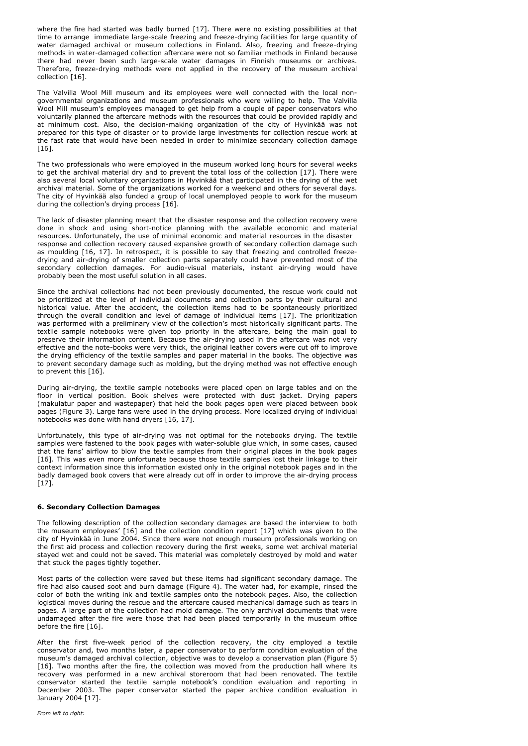where the fire had started was badly burned [17]. There were no existing possibilities at that time to arrange immediate large-scale freezing and freeze-drying facilities for large quantity of water damaged archival or museum collections in Finland. Also, freezing and freeze-drying methods in water-damaged collection aftercare were not so familiar methods in Finland because there had never been such large-scale water damages in Finnish museums or archives. Therefore, freeze-drying methods were not applied in the recovery of the museum archival collection [16].

The Valvilla Wool Mill museum and its employees were well connected with the local non-governmental organizations and museum professionals who were willing to help. The Valvilla Wool Mill museum's employees managed to get help from a couple of paper conservators who voluntarily planned the aftercare methods with the resources that could be provided rapidly and at minimum cost. Also, the decision-making organization of the city of Hyvinkää was not prepared for this type of disaster or to provide large investments for collection rescue work at the fast rate that would have been needed in order to minimize secondary collection damage [16].

The two professionals who were employed in the museum worked long hours for several weeks to get the archival material dry and to prevent the total loss of the collection [17]. There were also several local voluntary organizations in Hyvinkää that participated in the drying of the wet archival material. Some of the organizations worked for a weekend and others for several days. The city of Hyvinkää also funded a group of local unemployed people to work for the museum during the collection's drying process [16].

The lack of disaster planning meant that the disaster response and the collection recovery were done in shock and using short-notice planning with the available economic and material resources. Unfortunately, the use of minimal economic and material resources in the disaster response and collection recovery caused expansive growth of secondary collection damage such as moulding [16, 17]. In retrospect, it is possible to say that freezing and controlled freeze-drying and air-drying of smaller collection parts separately could have prevented most of the secondary collection damages. For audio-visual materials, instant air-drying would have probably been the most useful solution in all cases.

Since the archival collections had not been previously documented, the rescue work could not be prioritized at the level of individual documents and collection parts by their cultural and historical value. After the accident, the collection items had to be spontaneously prioritized through the overall condition and level of damage of individual items [17]. The prioritization was performed with a preliminary view of the collection's most historically significant parts. The textile sample notebooks were given top priority in the aftercare, being the main goal to preserve their information content. Because the air-drying used in the aftercare was not very effective and the note-books were very thick, the original leather covers were cut off to improve the drying efficiency of the textile samples and paper material in the books. The objective was to prevent secondary damage such as molding, but the drying method was not effective enough to prevent this [16].

During air-drying, the textile sample notebooks were placed open on large tables and on the floor in vertical position. Book shelves were protected with dust jacket. Drying papers (makulatur paper and wastepaper) that held the book pages open were placed between book pages (Figure 3). Large fans were used in the drying process. More localized drying of individual notebooks was done with hand dryers [16, 17].

Unfortunately, this type of air-drying was not optimal for the notebooks drying. The textile samples were fastened to the book pages with water-soluble glue which, in some cases, caused that the fans' airflow to blow the textile samples from their original places in the book pages [16]. This was even more unfortunate because those textile samples lost their linkage to their context information since this information existed only in the original notebook pages and in the badly damaged book covers that were already cut off in order to improve the air-drying process [17].

## 6. Secondary Collection Damages

The following description of the collection secondary damages are based the interview to both the museum employees' [16] and the collection condition report [17] which was given to the city of Hyvinkää in June 2004. Since there were not enough museum professionals working on the first aid process and collection recovery during the first weeks, some wet archival material stayed wet and could not be saved. This material was completely destroyed by mold and water that stuck the pages tightly together.

Most parts of the collection were saved but these items had significant secondary damage. The fire had also caused soot and burn damage (Figure 4). The water had, for example, rinsed the color of both the writing ink and textile samples onto the notebook pages. Also, the collection logistical moves during the rescue and the aftercare caused mechanical damage such as tears in pages. A large part of the collection had mold damage. The only archival documents that were undamaged after the fire were those that had been placed temporarily in the museum office before the fire [16].

After the first five-week period of the collection recovery, the city employed a textile conservator and, two months later, a paper conservator to perform condition evaluation of the museum's damaged archival collection, objective was to develop a conservation plan (Figure 5) [16]. Two months after the fire, the collection was moved from the production hall where its recovery was performed in a new archival storeroom that had been renovated. The textile conservator started the textile sample notebook's condition evaluation and reporting in December 2003. The paper conservator started the paper archive condition evaluation in January 2004 [17].

*From left to right:*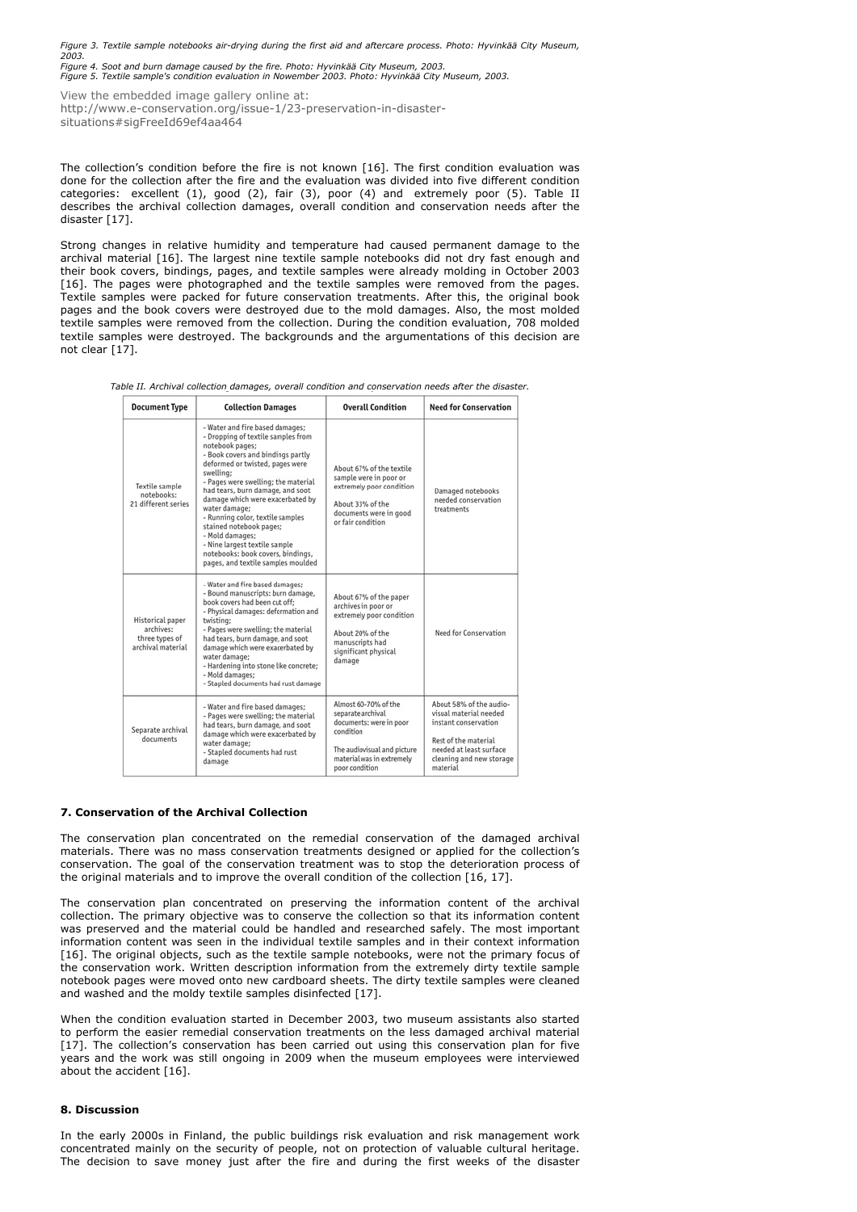*Figure 3. Textile sample notebooks air-drying during the first aid and aftercare process. Photo: Hyvinkää City Museum, 2003.*
*Figure 4. Soot and burn damage caused by the fire. Photo: Hyvinkää City Museum, 2003.*
*Figure 5. Textile sample's condition evaluation in Nowember 2003. Photo: Hyvinkää City Museum, 2003.*

View the embedded image gallery online at:
http://www.e-conservation.org/issue-1/23-preservation-in-disaster-situations#sigFreeId69ef4aa464

The collection's condition before the fire is not known [16]. The first condition evaluation was done for the collection after the fire and the evaluation was divided into five different condition categories: excellent (1), good (2), fair (3), poor (4) and extremely poor (5). Table II describes the archival collection damages, overall condition and conservation needs after the disaster [17].

Strong changes in relative humidity and temperature had caused permanent damage to the archival material [16]. The largest nine textile sample notebooks did not dry fast enough and their book covers, bindings, pages, and textile samples were already molding in October 2003 [16]. The pages were photographed and the textile samples were removed from the pages. Textile samples were packed for future conservation treatments. After this, the original book pages and the book covers were destroyed due to the mold damages. Also, the most molded textile samples were removed from the collection. During the condition evaluation, 708 molded textile samples were destroyed. The backgrounds and the argumentations of this decision are not clear [17].

*Table II. Archival collection damages, overall condition and conservation needs after the disaster.*

| Document Type | Collection Damages | Overall Condition | Need for Conservation |
|---|---|---|---|
| Textile sample notebooks: 21 different series | - Water and fire based damages;<br>- Dropping of textile samples from notebook pages;<br>- Book covers and bindings partly deformed or twisted, pages were swelling;<br>- Pages were swelling; the material had tears, burn damage, and soot damage which were exacerbated by water damage;<br>- Running color, textile samples stained notebook pages;<br>- Mold damages;<br>- Nine largest textile sample notebooks: book covers, bindings, pages, and textile samples moulded | About 67% of the textile sample were in poor or extremely poor condition<br><br>About 33% of the documents were in good or fair condition | Damaged notebooks needed conservation treatments |
| Historical paper archives: three types of archival material | - Water and fire based damages;<br>- Bound manuscripts: burn damage, book covers had been cut off;<br>- Physical damages: deformation and twisting;<br>- Pages were swelling; the material had tears, burn damage, and soot damage which were exacerbated by water damage;<br>- Hardening into stone like concrete;<br>- Mold damages;<br>- Stapled documents had rust damage | About 67% of the paper archives in poor or extremely poor condition<br><br>About 20% of the manuscripts had significant physical damage | Need for Conservation |
| Separate archival documents | - Water and fire based damages;<br>- Pages were swelling; the material had tears, burn damage, and soot damage which were exacerbated by water damage;<br>- Stapled documents had rust damage | Almost 60–70% of the separate archival documents: were in poor condition<br><br>The audiovisual and picture material was in extremely poor condition | About 58% of the audio-visual material needed instant conservation<br><br>Rest of the material needed at least surface cleaning and new storage material |

## 7. Conservation of the Archival Collection

The conservation plan concentrated on the remedial conservation of the damaged archival materials. There was no mass conservation treatments designed or applied for the collection's conservation. The goal of the conservation treatment was to stop the deterioration process of the original materials and to improve the overall condition of the collection [16, 17].

The conservation plan concentrated on preserving the information content of the archival collection. The primary objective was to conserve the collection so that its information content was preserved and the material could be handled and researched safely. The most important information content was seen in the individual textile samples and in their context information [16]. The original objects, such as the textile sample notebooks, were not the primary focus of the conservation work. Written description information from the extremely dirty textile sample notebook pages were moved onto new cardboard sheets. The dirty textile samples were cleaned and washed and the moldy textile samples disinfected [17].

When the condition evaluation started in December 2003, two museum assistants also started to perform the easier remedial conservation treatments on the less damaged archival material [17]. The collection's conservation has been carried out using this conservation plan for five years and the work was still ongoing in 2009 when the museum employees were interviewed about the accident [16].

## 8. Discussion

In the early 2000s in Finland, the public buildings risk evaluation and risk management work concentrated mainly on the security of people, not on protection of valuable cultural heritage. The decision to save money just after the fire and during the first weeks of the disaster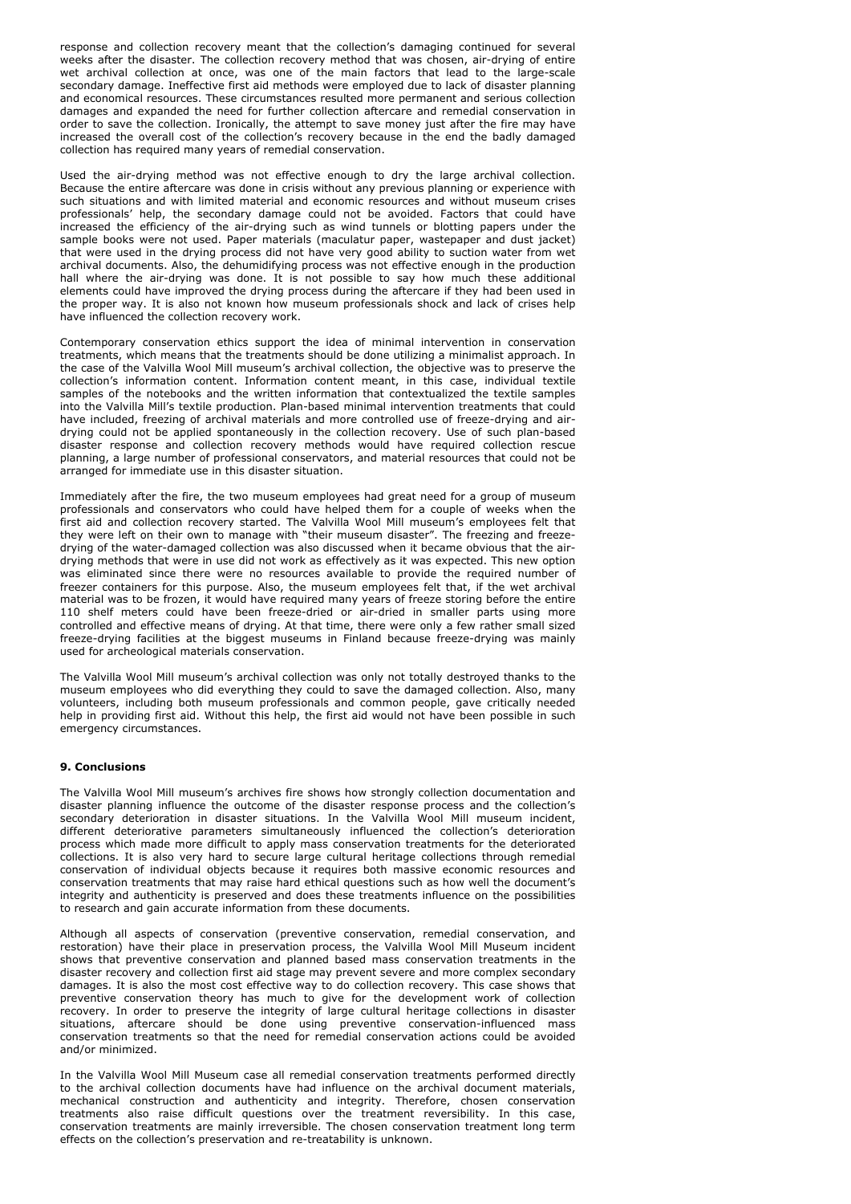response and collection recovery meant that the collection's damaging continued for several weeks after the disaster. The collection recovery method that was chosen, air-drying of entire wet archival collection at once, was one of the main factors that lead to the large-scale secondary damage. Ineffective first aid methods were employed due to lack of disaster planning and economical resources. These circumstances resulted more permanent and serious collection damages and expanded the need for further collection aftercare and remedial conservation in order to save the collection. Ironically, the attempt to save money just after the fire may have increased the overall cost of the collection's recovery because in the end the badly damaged collection has required many years of remedial conservation.

Used the air-drying method was not effective enough to dry the large archival collection. Because the entire aftercare was done in crisis without any previous planning or experience with such situations and with limited material and economic resources and without museum crises professionals' help, the secondary damage could not be avoided. Factors that could have increased the efficiency of the air-drying such as wind tunnels or blotting papers under the sample books were not used. Paper materials (maculatur paper, wastepaper and dust jacket) that were used in the drying process did not have very good ability to suction water from wet archival documents. Also, the dehumidifying process was not effective enough in the production hall where the air-drying was done. It is not possible to say how much these additional elements could have improved the drying process during the aftercare if they had been used in the proper way. It is also not known how museum professionals shock and lack of crises help have influenced the collection recovery work.

Contemporary conservation ethics support the idea of minimal intervention in conservation treatments, which means that the treatments should be done utilizing a minimalist approach. In the case of the Valvilla Wool Mill museum's archival collection, the objective was to preserve the collection's information content. Information content meant, in this case, individual textile samples of the notebooks and the written information that contextualized the textile samples into the Valvilla Mill's textile production. Plan-based minimal intervention treatments that could have included, freezing of archival materials and more controlled use of freeze-drying and air-drying could not be applied spontaneously in the collection recovery. Use of such plan-based disaster response and collection recovery methods would have required collection rescue planning, a large number of professional conservators, and material resources that could not be arranged for immediate use in this disaster situation.

Immediately after the fire, the two museum employees had great need for a group of museum professionals and conservators who could have helped them for a couple of weeks when the first aid and collection recovery started. The Valvilla Wool Mill museum's employees felt that they were left on their own to manage with "their museum disaster". The freezing and freeze-drying of the water-damaged collection was also discussed when it became obvious that the air-drying methods that were in use did not work as effectively as it was expected. This new option was eliminated since there were no resources available to provide the required number of freezer containers for this purpose. Also, the museum employees felt that, if the wet archival material was to be frozen, it would have required many years of freeze storing before the entire 110 shelf meters could have been freeze-dried or air-dried in smaller parts using more controlled and effective means of drying. At that time, there were only a few rather small sized freeze-drying facilities at the biggest museums in Finland because freeze-drying was mainly used for archeological materials conservation.

The Valvilla Wool Mill museum's archival collection was only not totally destroyed thanks to the museum employees who did everything they could to save the damaged collection. Also, many volunteers, including both museum professionals and common people, gave critically needed help in providing first aid. Without this help, the first aid would not have been possible in such emergency circumstances.

## 9. Conclusions

The Valvilla Wool Mill museum's archives fire shows how strongly collection documentation and disaster planning influence the outcome of the disaster response process and the collection's secondary deterioration in disaster situations. In the Valvilla Wool Mill museum incident, different deteriorative parameters simultaneously influenced the collection's deterioration process which made more difficult to apply mass conservation treatments for the deteriorated collections. It is also very hard to secure large cultural heritage collections through remedial conservation of individual objects because it requires both massive economic resources and conservation treatments that may raise hard ethical questions such as how well the document's integrity and authenticity is preserved and does these treatments influence on the possibilities to research and gain accurate information from these documents.

Although all aspects of conservation (preventive conservation, remedial conservation, and restoration) have their place in preservation process, the Valvilla Wool Mill Museum incident shows that preventive conservation and planned based mass conservation treatments in the disaster recovery and collection first aid stage may prevent severe and more complex secondary damages. It is also the most cost effective way to do collection recovery. This case shows that preventive conservation theory has much to give for the development work of collection recovery. In order to preserve the integrity of large cultural heritage collections in disaster situations, aftercare should be done using preventive conservation-influenced mass conservation treatments so that the need for remedial conservation actions could be avoided and/or minimized.

In the Valvilla Wool Mill Museum case all remedial conservation treatments performed directly to the archival collection documents have had influence on the archival document materials, mechanical construction and authenticity and integrity. Therefore, chosen conservation treatments also raise difficult questions over the treatment reversibility. In this case, conservation treatments are mainly irreversible. The chosen conservation treatment long term effects on the collection's preservation and re-treatability is unknown.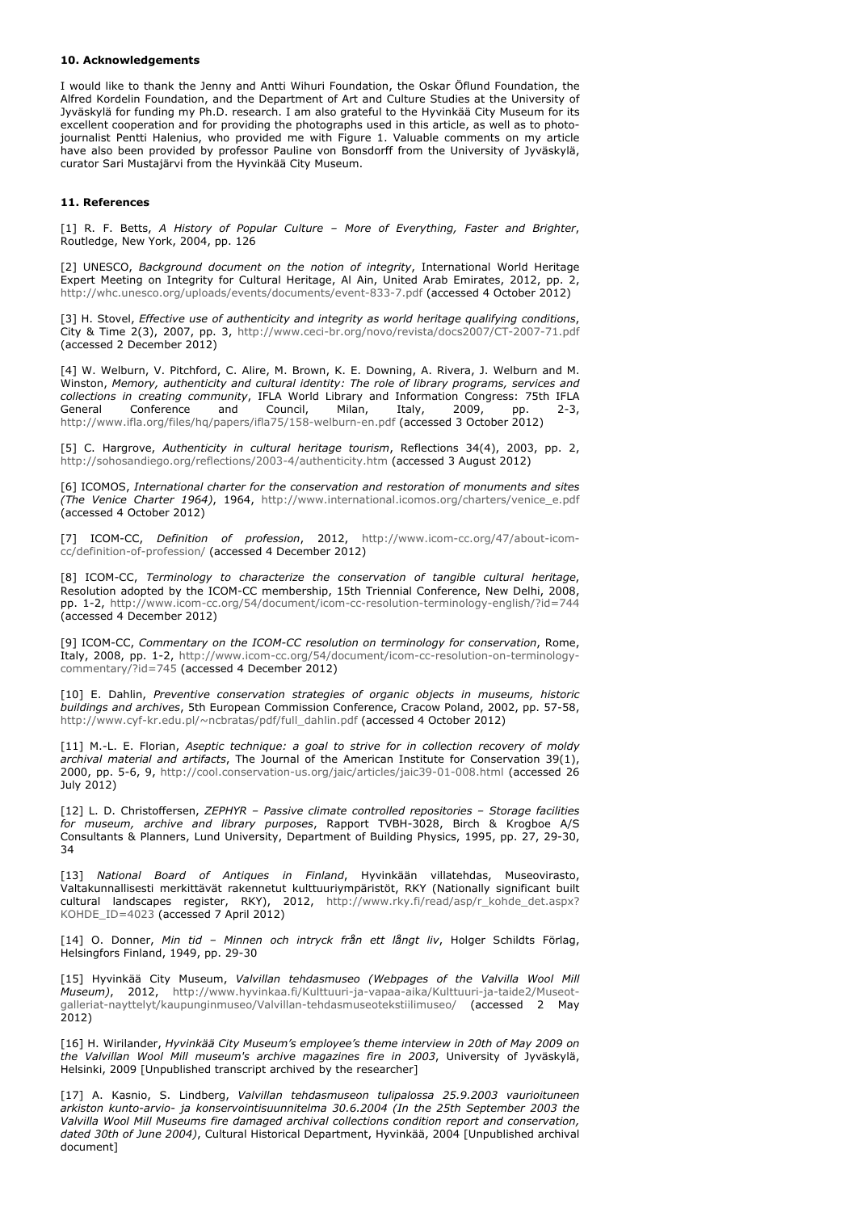## 10. Acknowledgements

I would like to thank the Jenny and Antti Wihuri Foundation, the Oskar Öflund Foundation, the Alfred Kordelin Foundation, and the Department of Art and Culture Studies at the University of Jyväskylä for funding my Ph.D. research. I am also grateful to the Hyvinkää City Museum for its excellent cooperation and for providing the photographs used in this article, as well as to photo-journalist Pentti Halenius, who provided me with Figure 1. Valuable comments on my article have also been provided by professor Pauline von Bonsdorff from the University of Jyväskylä, curator Sari Mustajärvi from the Hyvinkää City Museum.

## 11. References

[1] R. F. Betts, *A History of Popular Culture – More of Everything, Faster and Brighter*, Routledge, New York, 2004, pp. 126

[2] UNESCO, *Background document on the notion of integrity*, International World Heritage Expert Meeting on Integrity for Cultural Heritage, Al Ain, United Arab Emirates, 2012, pp. 2, http://whc.unesco.org/uploads/events/documents/event-833-7.pdf (accessed 4 October 2012)

[3] H. Stovel, *Effective use of authenticity and integrity as world heritage qualifying conditions*, City & Time 2(3), 2007, pp. 3, http://www.ceci-br.org/novo/revista/docs2007/CT-2007-71.pdf (accessed 2 December 2012)

[4] W. Welburn, V. Pitchford, C. Alire, M. Brown, K. E. Downing, A. Rivera, J. Welburn and M. Winston, *Memory, authenticity and cultural identity: The role of library programs, services and collections in creating community*, IFLA World Library and Information Congress: 75th IFLA General Conference and Council, Milan, Italy, 2009, pp. 2-3, http://www.ifla.org/files/hq/papers/ifla75/158-welburn-en.pdf (accessed 3 October 2012)

[5] C. Hargrove, *Authenticity in cultural heritage tourism*, Reflections 34(4), 2003, pp. 2, http://sohosandiego.org/reflections/2003-4/authenticity.htm (accessed 3 August 2012)

[6] ICOMOS, *International charter for the conservation and restoration of monuments and sites (The Venice Charter 1964)*, 1964, http://www.international.icomos.org/charters/venice_e.pdf (accessed 4 October 2012)

[7] ICOM-CC, *Definition of profession*, 2012, http://www.icom-cc.org/47/about-icom-cc/definition-of-profession/ (accessed 4 December 2012)

[8] ICOM-CC, *Terminology to characterize the conservation of tangible cultural heritage*, Resolution adopted by the ICOM-CC membership, 15th Triennial Conference, New Delhi, 2008, pp. 1-2, http://www.icom-cc.org/54/document/icom-cc-resolution-terminology-english/?id=744 (accessed 4 December 2012)

[9] ICOM-CC, *Commentary on the ICOM-CC resolution on terminology for conservation*, Rome, Italy, 2008, pp. 1-2, http://www.icom-cc.org/54/document/icom-cc-resolution-on-terminology-commentary/?id=745 (accessed 4 December 2012)

[10] E. Dahlin, *Preventive conservation strategies of organic objects in museums, historic buildings and archives*, 5th European Commission Conference, Cracow Poland, 2002, pp. 57-58, http://www.cyf-kr.edu.pl/~ncbratas/pdf/full_dahlin.pdf (accessed 4 October 2012)

[11] M.-L. E. Florian, *Aseptic technique: a goal to strive for in collection recovery of moldy archival material and artifacts*, The Journal of the American Institute for Conservation 39(1), 2000, pp. 5-6, 9, http://cool.conservation-us.org/jaic/articles/jaic39-01-008.html (accessed 26 July 2012)

[12] L. D. Christoffersen, *ZEPHYR – Passive climate controlled repositories – Storage facilities for museum, archive and library purposes*, Rapport TVBH-3028, Birch & Krogboe A/S Consultants & Planners, Lund University, Department of Building Physics, 1995, pp. 27, 29-30, 34

[13] *National Board of Antiques in Finland*, Hyvinkään villatehdas, Museovirasto, Valtakunnallisesti merkittävät rakennetut kulttuuriympäristöt, RKY (Nationally significant built cultural landscapes register, RKY), 2012, http://www.rky.fi/read/asp/r_kohde_det.aspx?KOHDE_ID=4023 (accessed 7 April 2012)

[14] O. Donner, *Min tid – Minnen och intryck från ett långt liv*, Holger Schildts Förlag, Helsingfors Finland, 1949, pp. 29-30

[15] Hyvinkää City Museum, *Valvillan tehdasmuseo (Webpages of the Valvilla Wool Mill Museum)*, 2012, http://www.hyvinkaa.fi/Kulttuuri-ja-vapaa-aika/Kulttuuri-ja-taide2/Museot-galleriat-nayttelyt/kaupunginmuseo/Valvillan-tehdasmuseotekstiilimuseo/ (accessed 2 May 2012)

[16] H. Wirilander, *Hyvinkää City Museum's employee's theme interview in 20th of May 2009 on the Valvillan Wool Mill museum's archive magazines fire in 2003*, University of Jyväskylä, Helsinki, 2009 [Unpublished transcript archived by the researcher]

[17] A. Kasnio, S. Lindberg, *Valvillan tehdasmuseon tulipalossa 25.9.2003 vaurioituneen arkiston kunto-arvio- ja konservointisuunnitelma 30.6.2004 (In the 25th September 2003 the Valvilla Wool Mill Museums fire damaged archival collections condition report and conservation, dated 30th of June 2004)*, Cultural Historical Department, Hyvinkää, 2004 [Unpublished archival document]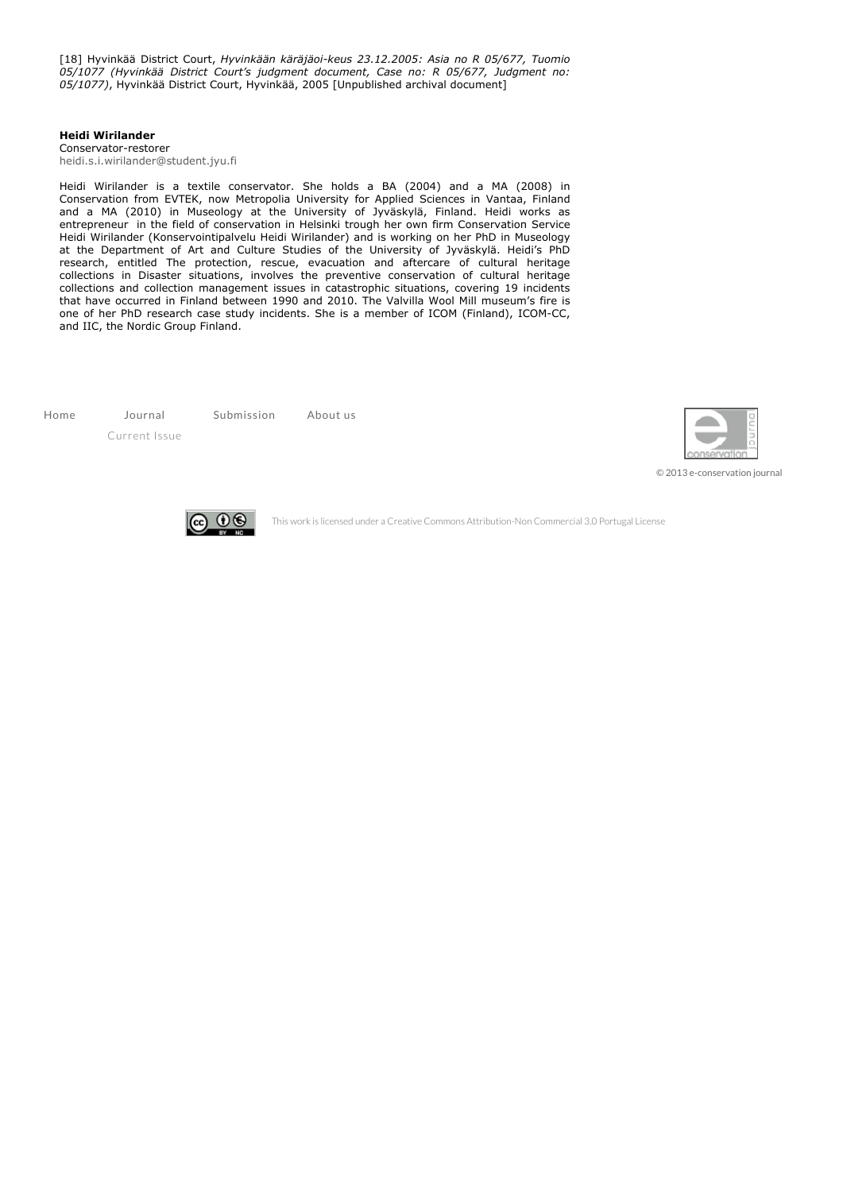[18] Hyvinkää District Court, *Hyvinkään käräjäoi-keus 23.12.2005: Asia no R 05/677, Tuomio 05/1077 (Hyvinkää District Court's judgment document, Case no: R 05/677, Judgment no: 05/1077)*, Hyvinkää District Court, Hyvinkää, 2005 [Unpublished archival document]

**Heidi Wirilander**
Conservator-restorer
heidi.s.i.wirilander@student.jyu.fi

Heidi Wirilander is a textile conservator. She holds a BA (2004) and a MA (2008) in Conservation from EVTEK, now Metropolia University for Applied Sciences in Vantaa, Finland and a MA (2010) in Museology at the University of Jyväskylä, Finland. Heidi works as entrepreneur in the field of conservation in Helsinki trough her own firm Conservation Service Heidi Wirilander (Konservointipalvelu Heidi Wirilander) and is working on her PhD in Museology at the Department of Art and Culture Studies of the University of Jyväskylä. Heidi's PhD research, entitled The protection, rescue, evacuation and aftercare of cultural heritage collections in Disaster situations, involves the preventive conservation of cultural heritage collections and collection management issues in catastrophic situations, covering 19 incidents that have occurred in Finland between 1990 and 2010. The Valvilla Wool Mill museum's fire is one of her PhD research case study incidents. She is a member of ICOM (Finland), ICOM-CC, and IIC, the Nordic Group Finland.

Home Journal Submission About us
Current Issue

© 2013 e-conservation journal

This work is licensed under a Creative Commons Attribution-Non Commercial 3.0 Portugal License